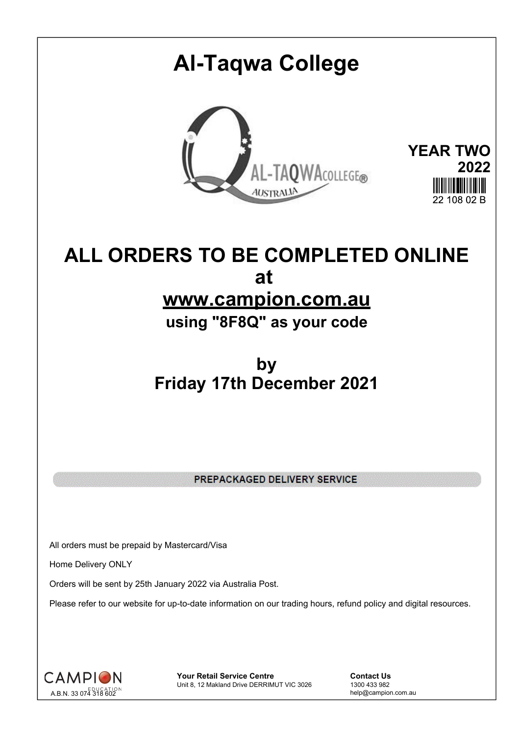# Al-Taqwa College

**YEAR TWO**
**2022**

22 108 02 B

## ALL ORDERS TO BE COMPLETED ONLINE
## at
## www.campion.com.au
### using "8F8Q" as your code

## by
## Friday 17th December 2021

**PREPACKAGED DELIVERY SERVICE**

All orders must be prepaid by Mastercard/Visa

Home Delivery ONLY

Orders will be sent by 25th January 2022 via Australia Post.

Please refer to our website for up-to-date information on our trading hours, refund policy and digital resources.

CAMPION EDUCATION
A.B.N. 33 074 318 602

**Your Retail Service Centre**
Unit 8, 12 Makland Drive DERRIMUT VIC 3026

**Contact Us**
1300 433 982
help@campion.com.au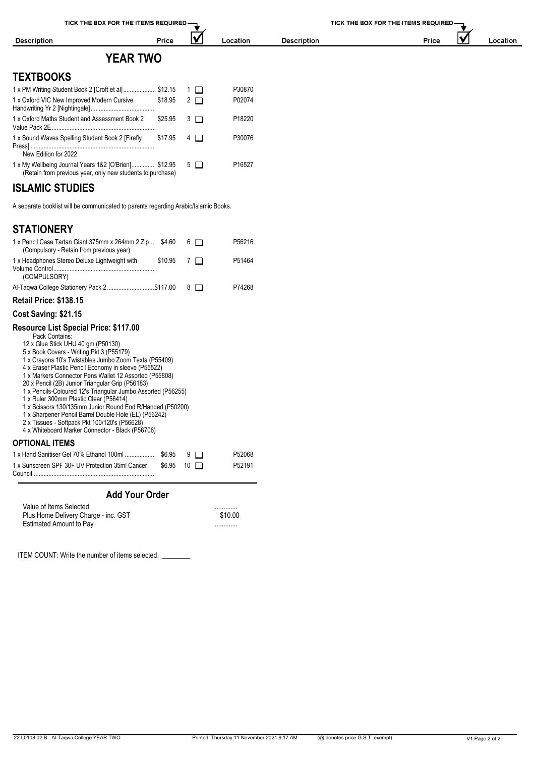| TICK THE BOX FOR THE ITEMS REQUIRED | | | |
|---|---|---|---|
| Description | Price | ☑ | Location |

## YEAR TWO

### TEXTBOOKS

| Description | Price | | Location |
|---|---|---|---|
| 1 x PM Writing Student Book 2 [Croft et al] | $12.15 | 1 ☐ | P30870 |
| 1 x Oxford VIC New Improved Modern Cursive Handwriting Yr 2 [Nightingale] | $18.95 | 2 ☐ | P02074 |
| 1 x Oxford Maths Student and Assessment Book 2 Value Pack 2E | $25.95 | 3 ☐ | P18220 |
| 1 x Sound Waves Spelling Student Book 2 [Firefly Press] New Edition for 2022 | $17.95 | 4 ☐ | P30076 |
| 1 x My Wellbeing Journal Years 1&2 [O'Brien] (Retain from previous year, only new students to purchase) | $12.95 | 5 ☐ | P16527 |

### ISLAMIC STUDIES

A separate booklist will be communicated to parents regarding Arabic/Islamic Books.

### STATIONERY

| Description | Price | | Location |
|---|---|---|---|
| 1 x Pencil Case Tartan Giant 375mm x 264mm 2 Zip (Compulsory - Retain from previous year) | $4.60 | 6 ☐ | P56216 |
| 1 x Headphones Stereo Deluxe Lightweight with Volume Control (COMPULSORY) | $10.95 | 7 ☐ | P51464 |
| Al-Taqwa College Stationery Pack 2 | $117.00 | 8 ☐ | P74268 |

**Retail Price: $138.15**

**Cost Saving: $21.15**

**Resource List Special Price: $117.00**

Pack Contains:

- 12 x Glue Stick UHU 40 gm (P50130)
- 5 x Book Covers - Writing Pkt 3 (P55179)
- 1 x Crayons 10's Twistables Jumbo Zoom Texta (P55409)
- 4 x Eraser Plastic Pencil Economy in sleeve (P55522)
- 1 x Markers Connector Pens Wallet 12 Assorted (P55808)
- 20 x Pencil (2B) Junior Triangular Grip (P56183)
- 1 x Pencils-Coloured 12's Triangular Jumbo Assorted (P56255)
- 1 x Ruler 300mm Plastic Clear (P56414)
- 1 x Scissors 130/135mm Junior Round End R/Handed (P50200)
- 1 x Sharpener Pencil Barrel Double Hole (EL) (P56242)
- 2 x Tissues - Softpack Pkt 100/120's (P56628)
- 4 x Whiteboard Marker Connector - Black (P56706)

### OPTIONAL ITEMS

| Description | Price | | Location |
|---|---|---|---|
| 1 x Hand Sanitiser Gel 70% Ethanol 100ml | $6.95 | 9 ☐ | P52068 |
| 1 x Sunscreen SPF 30+ UV Protection 35ml Cancer Council | $6.95 | 10 ☐ | P52191 |

### Add Your Order

| | |
|---|---|
| Value of Items Selected | ............ |
| Plus Home Delivery Charge - inc. GST | $10.00 |
| Estimated Amount to Pay | ............ |

ITEM COUNT: Write the number of items selected. ________

22 L0108 02 B - Al-Taqwa College YEAR TWO    Printed: Thursday 11 November 2021 9:17 AM    (@ denotes price G.S.T. exempt)